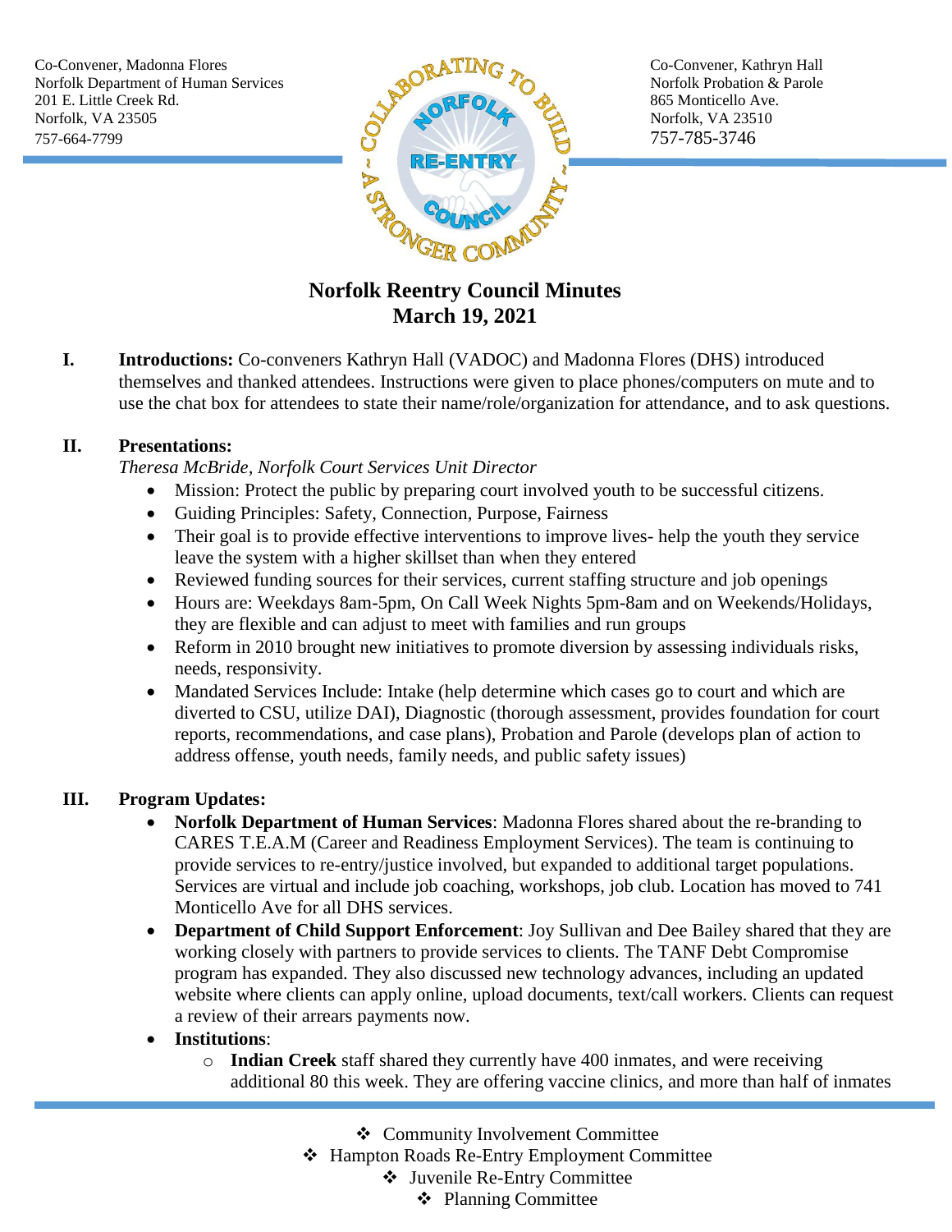Co-Convener, Madonna Flores
Norfolk Department of Human Services
201 E. Little Creek Rd.
Norfolk, VA 23505
757-664-7799

Co-Convener, Kathryn Hall
Norfolk Probation & Parole
865 Monticello Ave.
Norfolk, VA 23510
757-785-3746

# Norfolk Reentry Council Minutes
## March 19, 2021

**I. Introductions:** Co-conveners Kathryn Hall (VADOC) and Madonna Flores (DHS) introduced themselves and thanked attendees. Instructions were given to place phones/computers on mute and to use the chat box for attendees to state their name/role/organization for attendance, and to ask questions.

**II. Presentations:**

*Theresa McBride, Norfolk Court Services Unit Director*

- Mission: Protect the public by preparing court involved youth to be successful citizens.
- Guiding Principles: Safety, Connection, Purpose, Fairness
- Their goal is to provide effective interventions to improve lives- help the youth they service leave the system with a higher skillset than when they entered
- Reviewed funding sources for their services, current staffing structure and job openings
- Hours are: Weekdays 8am-5pm, On Call Week Nights 5pm-8am and on Weekends/Holidays, they are flexible and can adjust to meet with families and run groups
- Reform in 2010 brought new initiatives to promote diversion by assessing individuals risks, needs, responsivity.
- Mandated Services Include: Intake (help determine which cases go to court and which are diverted to CSU, utilize DAI), Diagnostic (thorough assessment, provides foundation for court reports, recommendations, and case plans), Probation and Parole (develops plan of action to address offense, youth needs, family needs, and public safety issues)

**III. Program Updates:**

- **Norfolk Department of Human Services**: Madonna Flores shared about the re-branding to CARES T.E.A.M (Career and Readiness Employment Services). The team is continuing to provide services to re-entry/justice involved, but expanded to additional target populations. Services are virtual and include job coaching, workshops, job club. Location has moved to 741 Monticello Ave for all DHS services.
- **Department of Child Support Enforcement**: Joy Sullivan and Dee Bailey shared that they are working closely with partners to provide services to clients. The TANF Debt Compromise program has expanded. They also discussed new technology advances, including an updated website where clients can apply online, upload documents, text/call workers. Clients can request a review of their arrears payments now.
- **Institutions**:
  - **Indian Creek** staff shared they currently have 400 inmates, and were receiving additional 80 this week. They are offering vaccine clinics, and more than half of inmates

❖ Community Involvement Committee
❖ Hampton Roads Re-Entry Employment Committee
❖ Juvenile Re-Entry Committee
❖ Planning Committee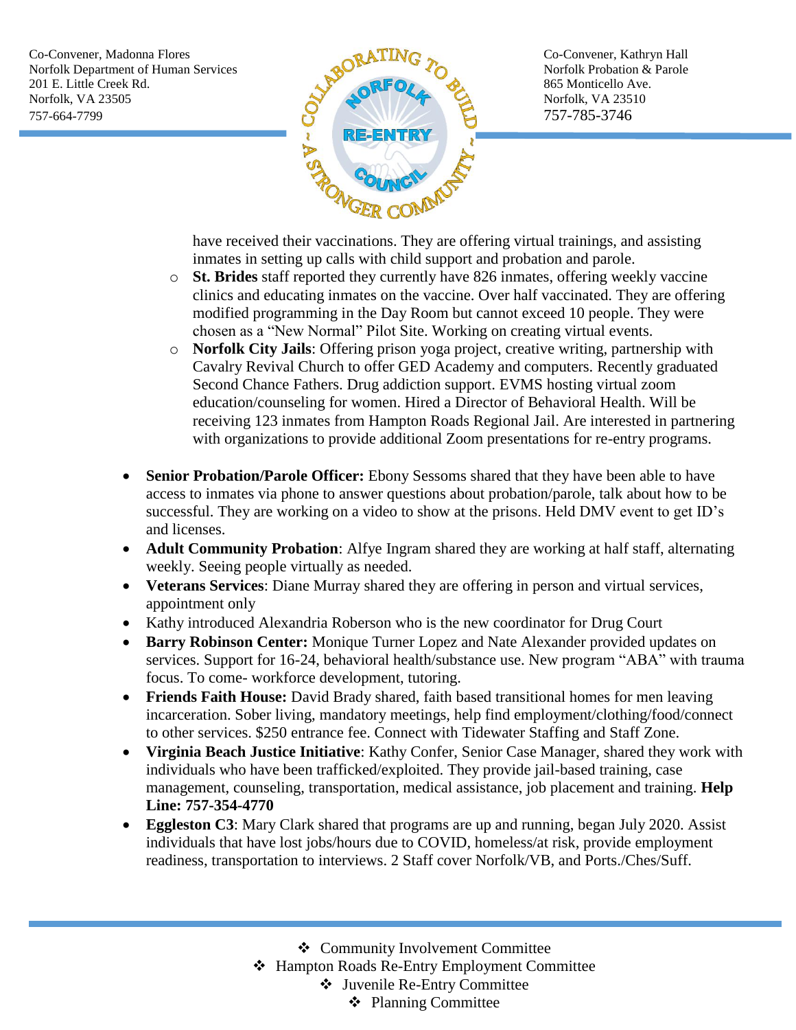have received their vaccinations. They are offering virtual trainings, and assisting inmates in setting up calls with child support and probation and parole.
  - **St. Brides** staff reported they currently have 826 inmates, offering weekly vaccine clinics and educating inmates on the vaccine. Over half vaccinated. They are offering modified programming in the Day Room but cannot exceed 10 people. They were chosen as a "New Normal" Pilot Site. Working on creating virtual events.
  - **Norfolk City Jails**: Offering prison yoga project, creative writing, partnership with Cavalry Revival Church to offer GED Academy and computers. Recently graduated Second Chance Fathers. Drug addiction support. EVMS hosting virtual zoom education/counseling for women. Hired a Director of Behavioral Health. Will be receiving 123 inmates from Hampton Roads Regional Jail. Are interested in partnering with organizations to provide additional Zoom presentations for re-entry programs.

- **Senior Probation/Parole Officer:** Ebony Sessoms shared that they have been able to have access to inmates via phone to answer questions about probation/parole, talk about how to be successful. They are working on a video to show at the prisons. Held DMV event to get ID's and licenses.
- **Adult Community Probation**: Alfye Ingram shared they are working at half staff, alternating weekly. Seeing people virtually as needed.
- **Veterans Services**: Diane Murray shared they are offering in person and virtual services, appointment only
- Kathy introduced Alexandria Roberson who is the new coordinator for Drug Court
- **Barry Robinson Center:** Monique Turner Lopez and Nate Alexander provided updates on services. Support for 16-24, behavioral health/substance use. New program "ABA" with trauma focus. To come- workforce development, tutoring.
- **Friends Faith House:** David Brady shared, faith based transitional homes for men leaving incarceration. Sober living, mandatory meetings, help find employment/clothing/food/connect to other services. $250 entrance fee. Connect with Tidewater Staffing and Staff Zone.
- **Virginia Beach Justice Initiative**: Kathy Confer, Senior Case Manager, shared they work with individuals who have been trafficked/exploited. They provide jail-based training, case management, counseling, transportation, medical assistance, job placement and training. **Help Line: 757-354-4770**
- **Eggleston C3**: Mary Clark shared that programs are up and running, began July 2020. Assist individuals that have lost jobs/hours due to COVID, homeless/at risk, provide employment readiness, transportation to interviews. 2 Staff cover Norfolk/VB, and Ports./Ches/Suff.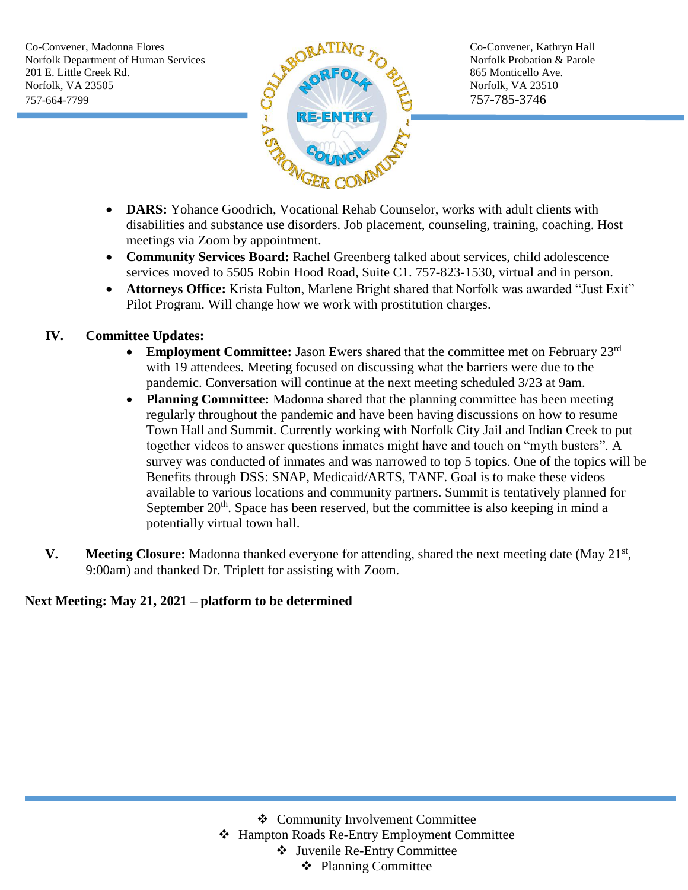Co-Convener, Madonna Flores
Norfolk Department of Human Services
201 E. Little Creek Rd.
Norfolk, VA 23505
757-664-7799

Co-Convener, Kathryn Hall
Norfolk Probation & Parole
865 Monticello Ave.
Norfolk, VA 23510
757-785-3746

- **DARS:** Yohance Goodrich, Vocational Rehab Counselor, works with adult clients with disabilities and substance use disorders. Job placement, counseling, training, coaching. Host meetings via Zoom by appointment.
- **Community Services Board:** Rachel Greenberg talked about services, child adolescence services moved to 5505 Robin Hood Road, Suite C1. 757-823-1530, virtual and in person.
- **Attorneys Office:** Krista Fulton, Marlene Bright shared that Norfolk was awarded "Just Exit" Pilot Program. Will change how we work with prostitution charges.

**IV. Committee Updates:**

- **Employment Committee:** Jason Ewers shared that the committee met on February 23rd with 19 attendees. Meeting focused on discussing what the barriers were due to the pandemic. Conversation will continue at the next meeting scheduled 3/23 at 9am.
- **Planning Committee:** Madonna shared that the planning committee has been meeting regularly throughout the pandemic and have been having discussions on how to resume Town Hall and Summit. Currently working with Norfolk City Jail and Indian Creek to put together videos to answer questions inmates might have and touch on "myth busters". A survey was conducted of inmates and was narrowed to top 5 topics. One of the topics will be Benefits through DSS: SNAP, Medicaid/ARTS, TANF. Goal is to make these videos available to various locations and community partners. Summit is tentatively planned for September 20th. Space has been reserved, but the committee is also keeping in mind a potentially virtual town hall.

**V. Meeting Closure:** Madonna thanked everyone for attending, shared the next meeting date (May 21st, 9:00am) and thanked Dr. Triplett for assisting with Zoom.

**Next Meeting: May 21, 2021 – platform to be determined**

- Community Involvement Committee
- Hampton Roads Re-Entry Employment Committee
- Juvenile Re-Entry Committee
- Planning Committee